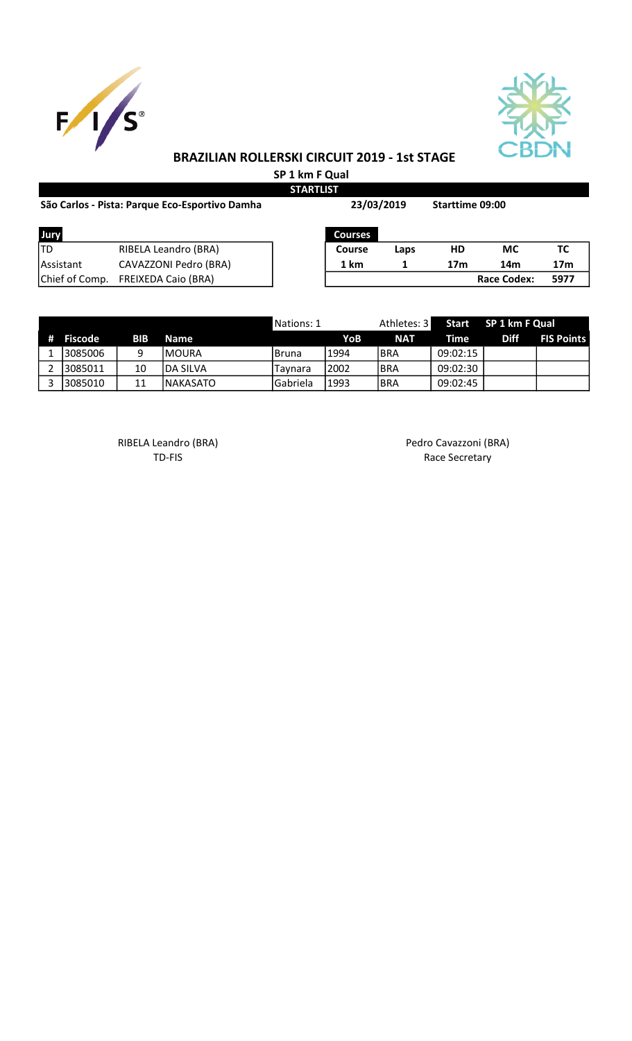# BRAZILIAN ROLLERSKI CIRCUIT 2019 - 1st STAGE

**SP 1 km F Qual**

**STARTLIST**

**São Carlos - Pista: Parque Eco-Esportivo Damha** | **23/03/2019** | **Starttime 09:00**

| Jury | |
|---|---|
| TD | RIBELA Leandro (BRA) |
| Assistant | CAVAZZONI Pedro (BRA) |
| Chief of Comp. | FREIXEDA Caio (BRA) |

**Courses**

| Course | Laps | HD | MC | TC |
|---|---|---|---|---|
| 1 km | 1 | 17m | 14m | 17m |
| | | | Race Codex: | 5977 |

| # | Fiscode | BIB | Name | Nations: 1 | YoB | Athletes: 3 NAT | Start Time | SP 1 km F Qual Diff | FIS Points |
|---|---|---|---|---|---|---|---|---|---|
| 1 | 3085006 | 9 | MOURA | Bruna | 1994 | BRA | 09:02:15 | | |
| 2 | 3085011 | 10 | DA SILVA | Taynara | 2002 | BRA | 09:02:30 | | |
| 3 | 3085010 | 11 | NAKASATO | Gabriela | 1993 | BRA | 09:02:45 | | |

RIBELA Leandro (BRA)
TD-FIS

Pedro Cavazzoni (BRA)
Race Secretary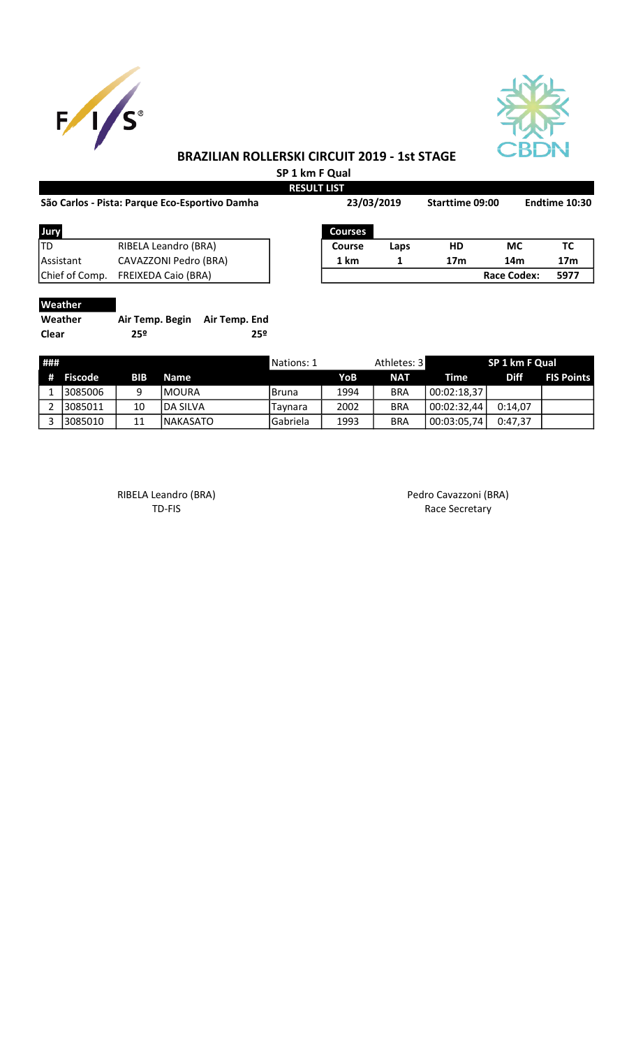# BRAZILIAN ROLLERSKI CIRCUIT 2019 - 1st STAGE

## SP 1 km F Qual

**RESULT LIST**

**São Carlos - Pista: Parque Eco-Esportivo Damha** | **23/03/2019** | **Starttime 09:00** | **Endtime 10:30**

| Jury | |
|---|---|
| TD | RIBELA Leandro (BRA) |
| Assistant | CAVAZZONI Pedro (BRA) |
| Chief of Comp. | FREIXEDA Caio (BRA) |

| Courses | | | | |
|---|---|---|---|---|
| **Course** | **Laps** | **HD** | **MC** | **TC** |
| **1 km** | **1** | **17m** | **14m** | **17m** |
| | | | **Race Codex:** | **5977** |

| Weather | | |
|---|---|---|
| **Weather** | **Air Temp. Begin** | **Air Temp. End** |
| **Clear** | **25º** | **25º** |

| ### | | | | Nations: 1 | | Athletes: 3 | SP 1 km F Qual | | |
|---|---|---|---|---|---|---|---|---|---|
| **#** | **Fiscode** | **BIB** | **Name** | | **YoB** | **NAT** | **Time** | **Diff** | **FIS Points** |
| 1 | 3085006 | 9 | MOURA | Bruna | 1994 | BRA | 00:02:18,37 | | |
| 2 | 3085011 | 10 | DA SILVA | Taynara | 2002 | BRA | 00:02:32,44 | 0:14,07 | |
| 3 | 3085010 | 11 | NAKASATO | Gabriela | 1993 | BRA | 00:03:05,74 | 0:47,37 | |

RIBELA Leandro (BRA)
TD-FIS

Pedro Cavazzoni (BRA)
Race Secretary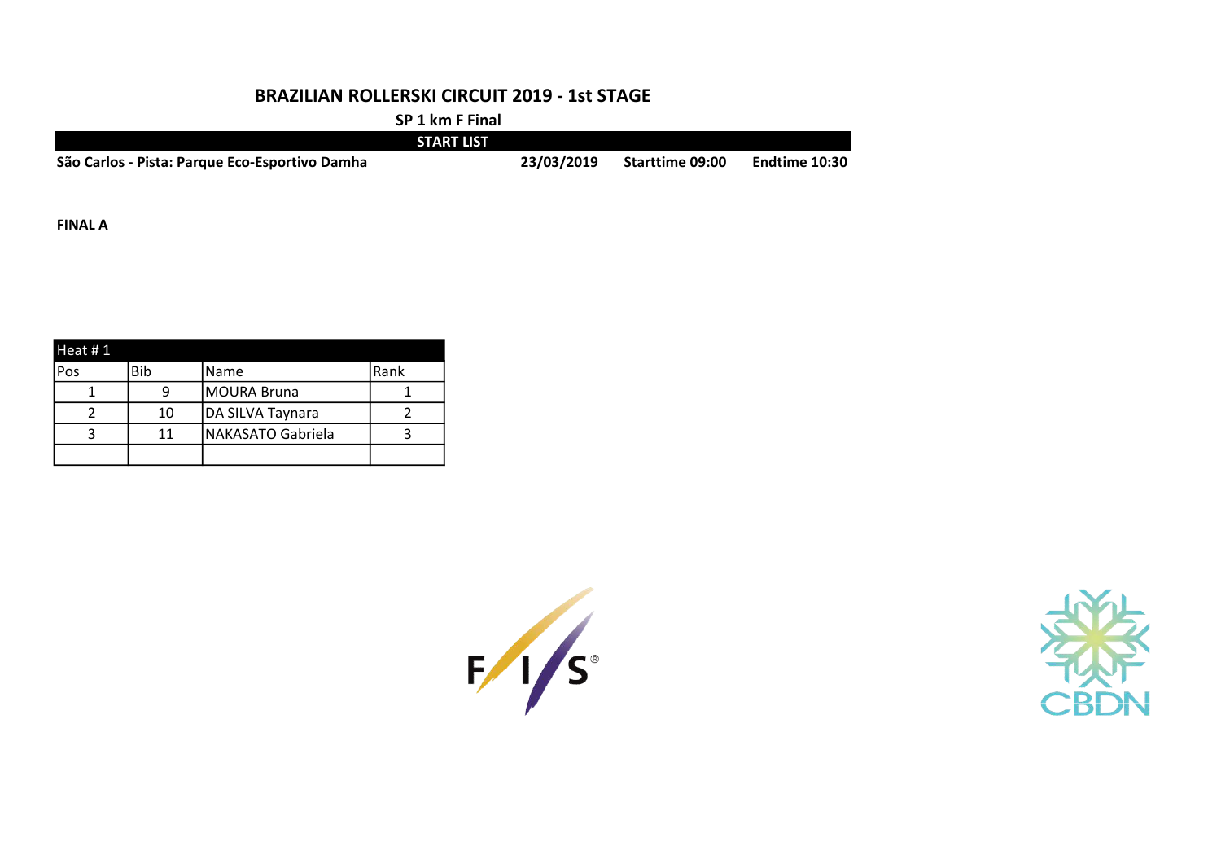# BRAZILIAN ROLLERSKI CIRCUIT 2019 - 1st STAGE

**SP 1 km F Final**

**START LIST**

**São Carlos - Pista: Parque Eco-Esportivo Damha** | **23/03/2019** | **Starttime 09:00** | **Endtime 10:30**

**FINAL A**

| Heat # 1 | | | |
|---|---|---|---|
| Pos | Bib | Name | Rank |
| 1 | 9 | MOURA Bruna | 1 |
| 2 | 10 | DA SILVA Taynara | 2 |
| 3 | 11 | NAKASATO Gabriela | 3 |
| | | | |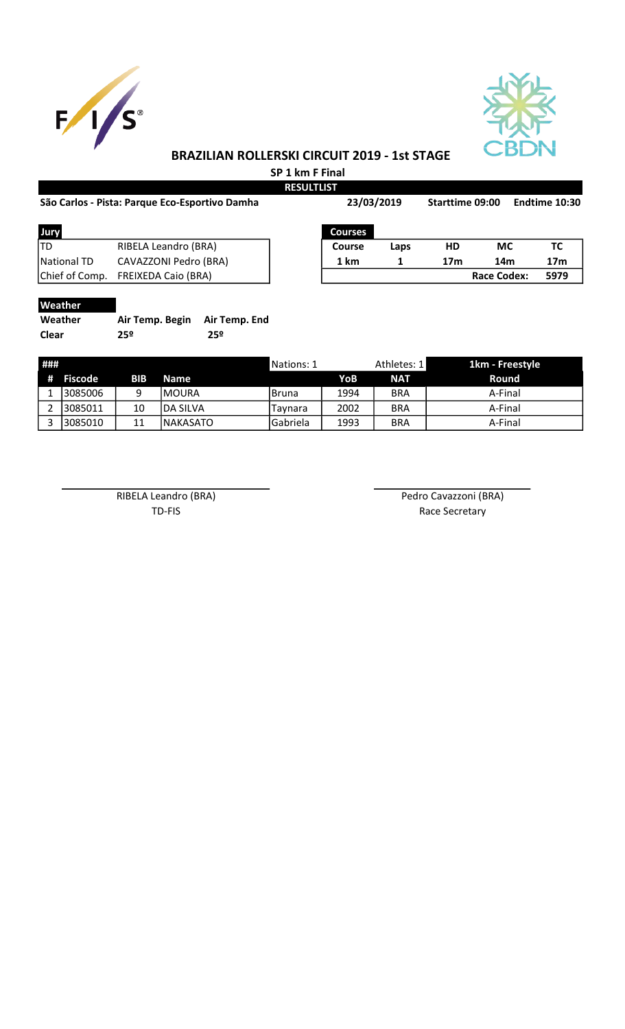# BRAZILIAN ROLLERSKI CIRCUIT 2019 - 1st STAGE

**SP 1 km F Final**

**RESULTLIST**

**São Carlos - Pista: Parque Eco-Esportivo Damha** | **23/03/2019** | **Starttime 09:00** | **Endtime 10:30**

| Jury | |
|---|---|
| TD | RIBELA Leandro (BRA) |
| National TD | CAVAZZONI Pedro (BRA) |
| Chief of Comp. | FREIXEDA Caio (BRA) |

| Courses | | | | |
|---|---|---|---|---|
| **Course** | **Laps** | **HD** | **MC** | **TC** |
| 1 km | 1 | 17m | 14m | 17m |
| | | | **Race Codex:** | **5979** |

**Weather**

| Weather | Air Temp. Begin | Air Temp. End |
|---|---|---|
| Clear | 25º | 25º |

| ### | | | Nations: 1 | | Athletes: 1 | | 1km - Freestyle |
|---|---|---|---|---|---|---|---|
| **#** | **Fiscode** | **BIB** | **Name** | | **YoB** | **NAT** | **Round** |
| 1 | 3085006 | 9 | MOURA | Bruna | 1994 | BRA | A-Final |
| 2 | 3085011 | 10 | DA SILVA | Taynara | 2002 | BRA | A-Final |
| 3 | 3085010 | 11 | NAKASATO | Gabriela | 1993 | BRA | A-Final |

RIBELA Leandro (BRA)
TD-FIS

Pedro Cavazzoni (BRA)
Race Secretary